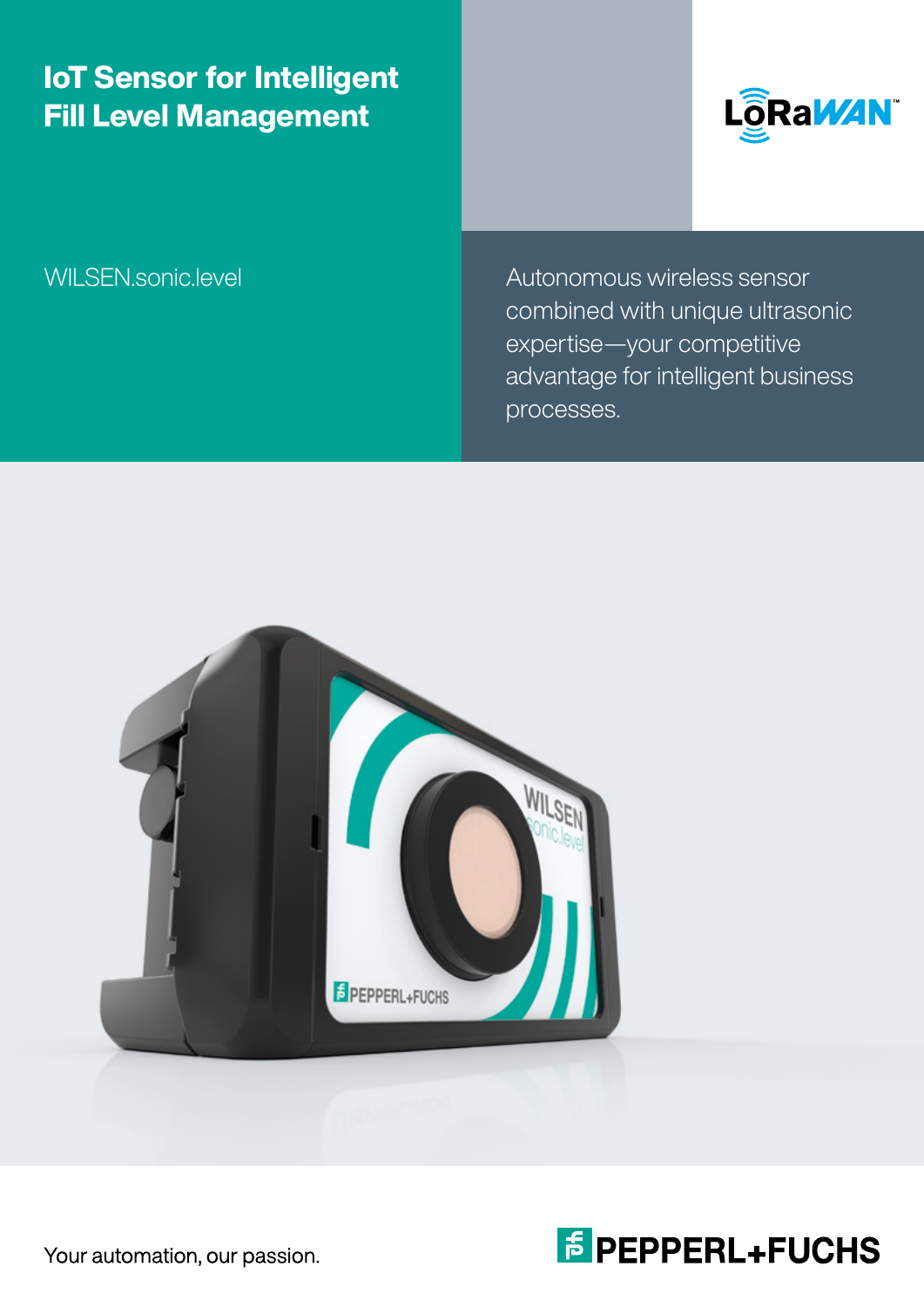# IoT Sensor for Intelligent Fill Level Management

LoRaWAN™

WILSEN.sonic.level

Autonomous wireless sensor combined with unique ultrasonic expertise—your competitive advantage for intelligent business processes.

Your automation, our passion.

PEPPERL+FUCHS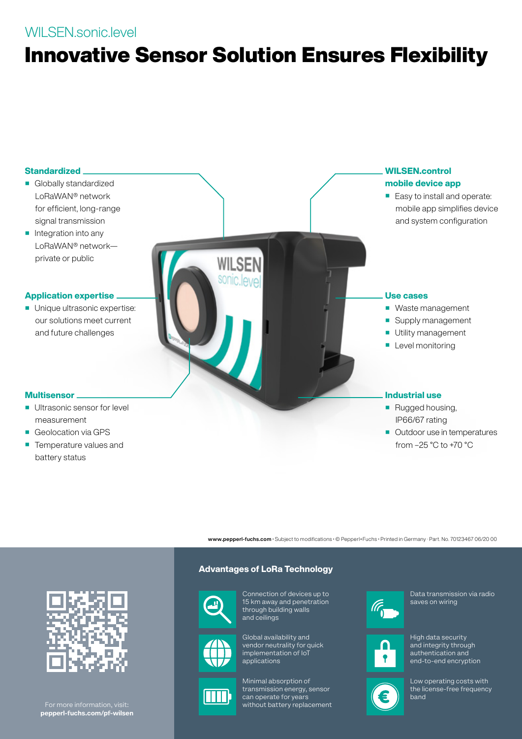WILSEN.sonic.level

# Innovative Sensor Solution Ensures Flexibility

### Standardized

- Globally standardized LoRaWAN® network for efficient, long-range signal transmission
- Integration into any LoRaWAN® network—private or public

### Application expertise

- Unique ultrasonic expertise: our solutions meet current and future challenges

### Multisensor

- Ultrasonic sensor for level measurement
- Geolocation via GPS
- Temperature values and battery status

### WILSEN.control mobile device app

- Easy to install and operate: mobile app simplifies device and system configuration

### Use cases

- Waste management
- Supply management
- Utility management
- Level monitoring

### Industial use

- Rugged housing, IP66/67 rating
- Outdoor use in temperatures from –25 °C to +70 °C

**www.pepperl-fuchs.com** · Subject to modifications · © Pepperl+Fuchs · Printed in Germany · Part. No. 70123467 06/20 00

For more information, visit:
**pepperl-fuchs.com/pf-wilsen**

## Advantages of LoRa Technology

- Connection of devices up to 15 km away and penetration through building walls and ceilings
- Global availability and vendor neutrality for quick implementation of IoT applications
- Minimal absorption of transmission energy, sensor can operate for years without battery replacement
- Data transmission via radio saves on wiring
- High data security and integrity through authentication and end-to-end encryption
- Low operating costs with the license-free frequency band